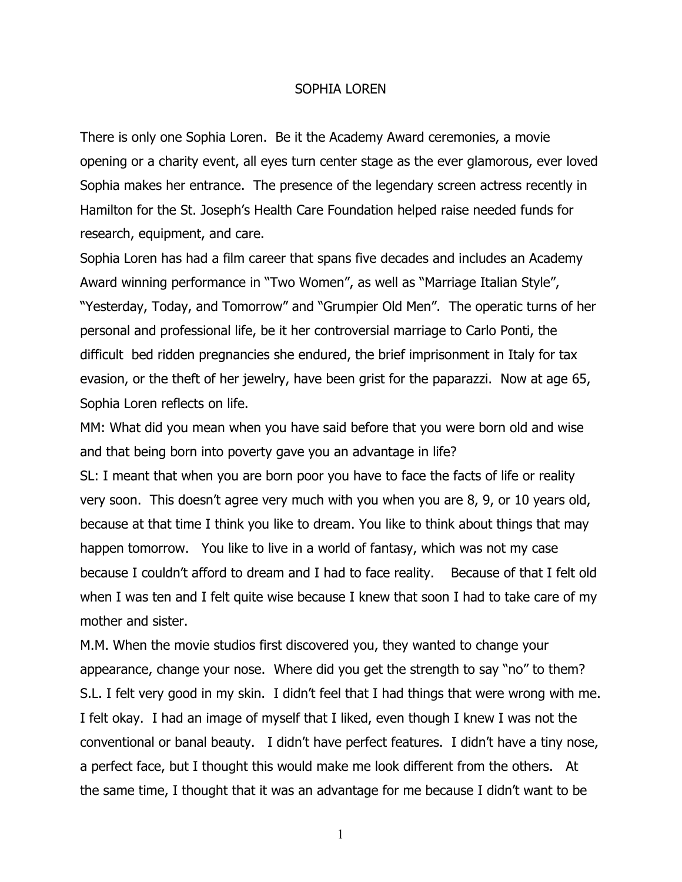# SOPHIA LOREN

There is only one Sophia Loren. Be it the Academy Award ceremonies, a movie opening or a charity event, all eyes turn center stage as the ever glamorous, ever loved Sophia makes her entrance. The presence of the legendary screen actress recently in Hamilton for the St. Joseph's Health Care Foundation helped raise needed funds for research, equipment, and care.

Sophia Loren has had a film career that spans five decades and includes an Academy Award winning performance in "Two Women", as well as "Marriage Italian Style", "Yesterday, Today, and Tomorrow" and "Grumpier Old Men". The operatic turns of her personal and professional life, be it her controversial marriage to Carlo Ponti, the difficult bed ridden pregnancies she endured, the brief imprisonment in Italy for tax evasion, or the theft of her jewelry, have been grist for the paparazzi. Now at age 65, Sophia Loren reflects on life.

MM: What did you mean when you have said before that you were born old and wise and that being born into poverty gave you an advantage in life?

SL: I meant that when you are born poor you have to face the facts of life or reality very soon. This doesn't agree very much with you when you are 8, 9, or 10 years old, because at that time I think you like to dream. You like to think about things that may happen tomorrow. You like to live in a world of fantasy, which was not my case because I couldn't afford to dream and I had to face reality. Because of that I felt old when I was ten and I felt quite wise because I knew that soon I had to take care of my mother and sister.

M.M. When the movie studios first discovered you, they wanted to change your appearance, change your nose. Where did you get the strength to say "no" to them?

S.L. I felt very good in my skin. I didn't feel that I had things that were wrong with me. I felt okay. I had an image of myself that I liked, even though I knew I was not the conventional or banal beauty. I didn't have perfect features. I didn't have a tiny nose, a perfect face, but I thought this would make me look different from the others. At the same time, I thought that it was an advantage for me because I didn't want to be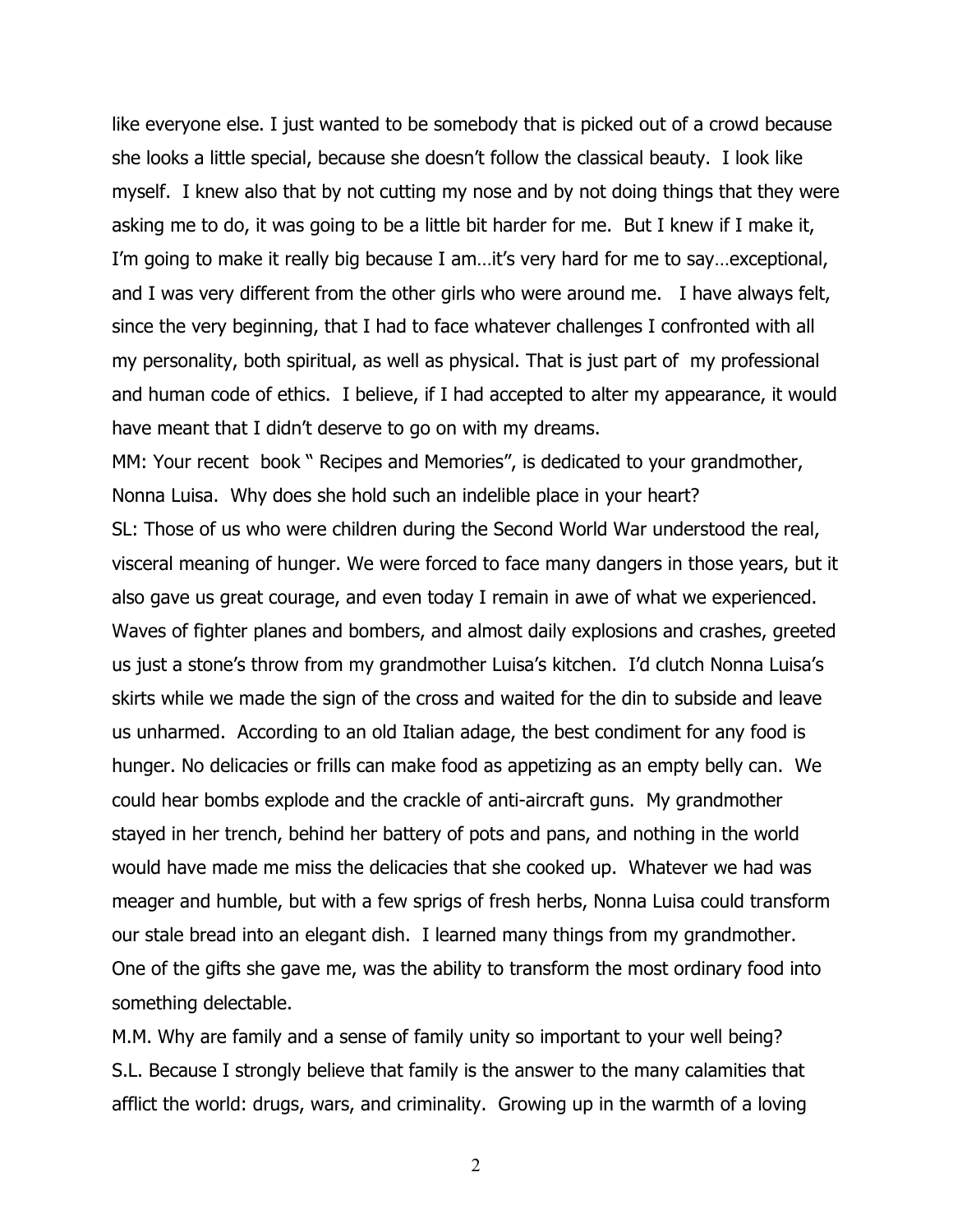like everyone else. I just wanted to be somebody that is picked out of a crowd because she looks a little special, because she doesn't follow the classical beauty. I look like myself. I knew also that by not cutting my nose and by not doing things that they were asking me to do, it was going to be a little bit harder for me. But I knew if I make it, I'm going to make it really big because I am…it's very hard for me to say…exceptional, and I was very different from the other girls who were around me. I have always felt, since the very beginning, that I had to face whatever challenges I confronted with all my personality, both spiritual, as well as physical. That is just part of my professional and human code of ethics. I believe, if I had accepted to alter my appearance, it would have meant that I didn't deserve to go on with my dreams.

MM: Your recent book " Recipes and Memories", is dedicated to your grandmother, Nonna Luisa. Why does she hold such an indelible place in your heart?

SL: Those of us who were children during the Second World War understood the real, visceral meaning of hunger. We were forced to face many dangers in those years, but it also gave us great courage, and even today I remain in awe of what we experienced. Waves of fighter planes and bombers, and almost daily explosions and crashes, greeted us just a stone's throw from my grandmother Luisa's kitchen. I'd clutch Nonna Luisa's skirts while we made the sign of the cross and waited for the din to subside and leave us unharmed. According to an old Italian adage, the best condiment for any food is hunger. No delicacies or frills can make food as appetizing as an empty belly can. We could hear bombs explode and the crackle of anti-aircraft guns. My grandmother stayed in her trench, behind her battery of pots and pans, and nothing in the world would have made me miss the delicacies that she cooked up. Whatever we had was meager and humble, but with a few sprigs of fresh herbs, Nonna Luisa could transform our stale bread into an elegant dish. I learned many things from my grandmother. One of the gifts she gave me, was the ability to transform the most ordinary food into something delectable.

M.M. Why are family and a sense of family unity so important to your well being?

S.L. Because I strongly believe that family is the answer to the many calamities that afflict the world: drugs, wars, and criminality. Growing up in the warmth of a loving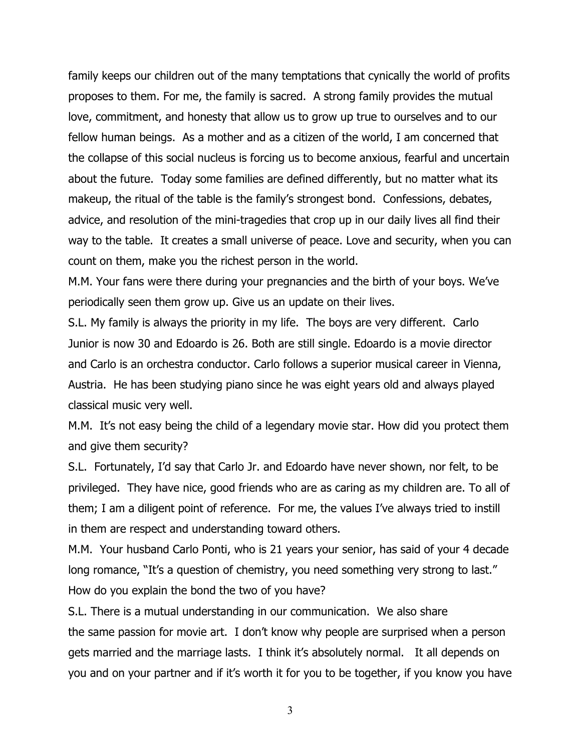family keeps our children out of the many temptations that cynically the world of profits proposes to them. For me, the family is sacred. A strong family provides the mutual love, commitment, and honesty that allow us to grow up true to ourselves and to our fellow human beings. As a mother and as a citizen of the world, I am concerned that the collapse of this social nucleus is forcing us to become anxious, fearful and uncertain about the future. Today some families are defined differently, but no matter what its makeup, the ritual of the table is the family's strongest bond. Confessions, debates, advice, and resolution of the mini-tragedies that crop up in our daily lives all find their way to the table. It creates a small universe of peace. Love and security, when you can count on them, make you the richest person in the world.

M.M. Your fans were there during your pregnancies and the birth of your boys. We've periodically seen them grow up. Give us an update on their lives.

S.L. My family is always the priority in my life. The boys are very different. Carlo Junior is now 30 and Edoardo is 26. Both are still single. Edoardo is a movie director and Carlo is an orchestra conductor. Carlo follows a superior musical career in Vienna, Austria. He has been studying piano since he was eight years old and always played classical music very well.

M.M. It's not easy being the child of a legendary movie star. How did you protect them and give them security?

S.L. Fortunately, I'd say that Carlo Jr. and Edoardo have never shown, nor felt, to be privileged. They have nice, good friends who are as caring as my children are. To all of them; I am a diligent point of reference. For me, the values I've always tried to instill in them are respect and understanding toward others.

M.M. Your husband Carlo Ponti, who is 21 years your senior, has said of your 4 decade long romance, "It's a question of chemistry, you need something very strong to last." How do you explain the bond the two of you have?

S.L. There is a mutual understanding in our communication. We also share the same passion for movie art. I don't know why people are surprised when a person gets married and the marriage lasts. I think it's absolutely normal. It all depends on you and on your partner and if it's worth it for you to be together, if you know you have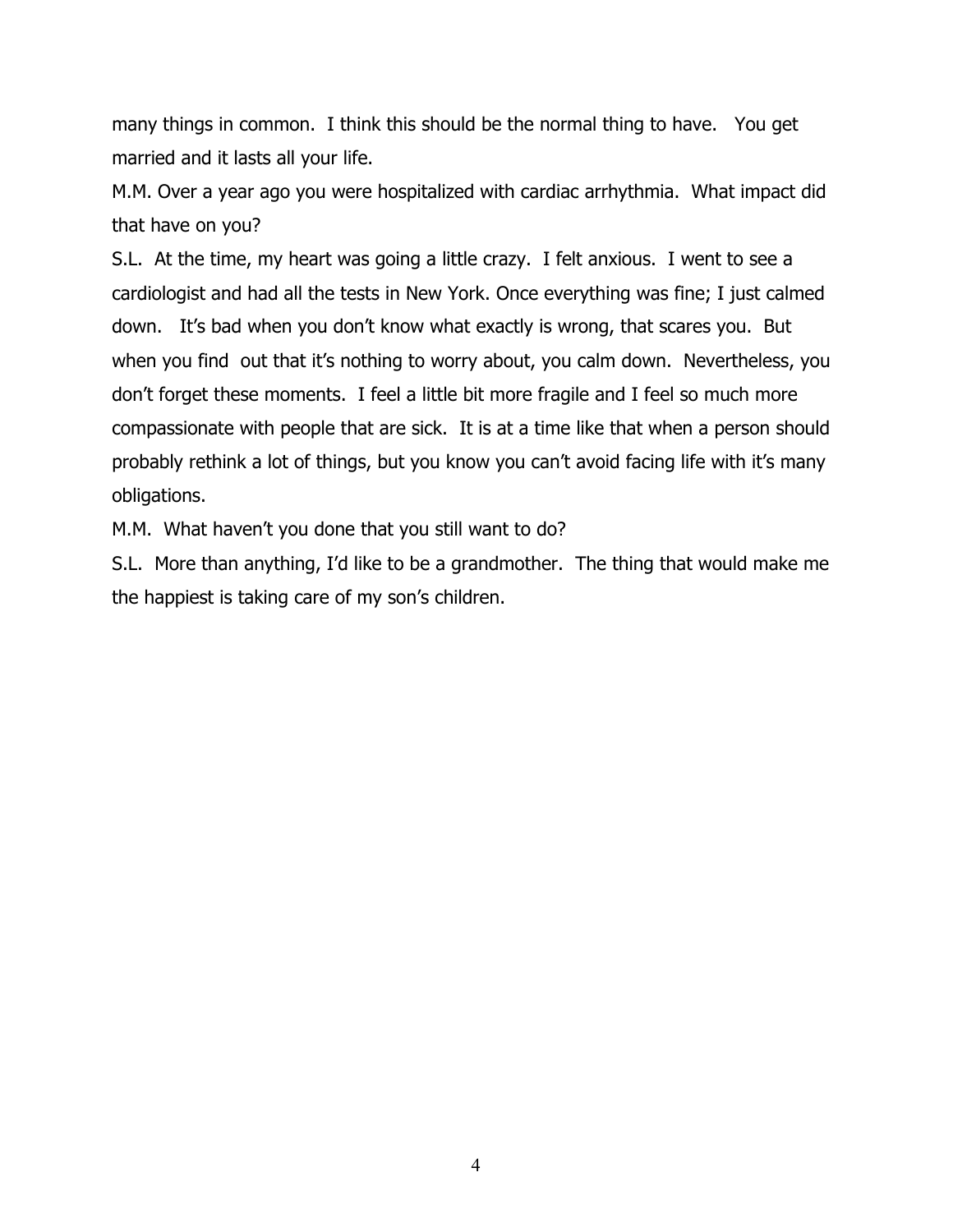many things in common. I think this should be the normal thing to have. You get married and it lasts all your life.

M.M. Over a year ago you were hospitalized with cardiac arrhythmia. What impact did that have on you?

S.L. At the time, my heart was going a little crazy. I felt anxious. I went to see a cardiologist and had all the tests in New York. Once everything was fine; I just calmed down. It's bad when you don't know what exactly is wrong, that scares you. But when you find out that it's nothing to worry about, you calm down. Nevertheless, you don't forget these moments. I feel a little bit more fragile and I feel so much more compassionate with people that are sick. It is at a time like that when a person should probably rethink a lot of things, but you know you can't avoid facing life with it's many obligations.

M.M. What haven't you done that you still want to do?

S.L. More than anything, I'd like to be a grandmother. The thing that would make me the happiest is taking care of my son's children.